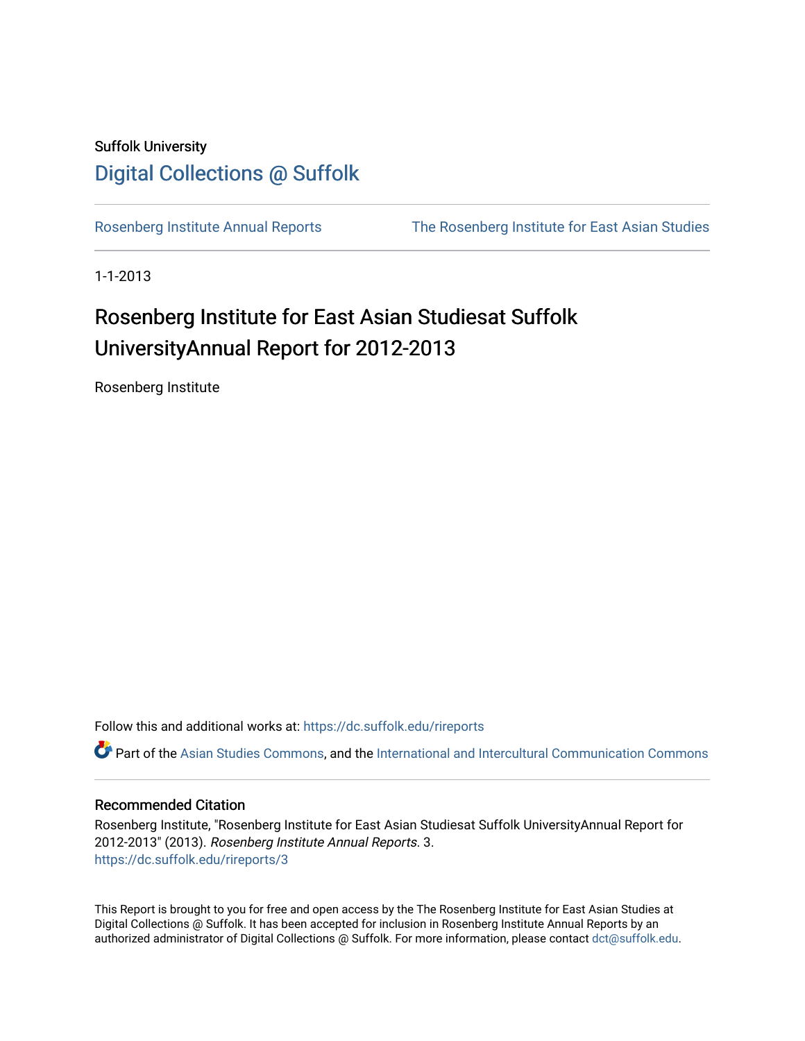Suffolk University

# Digital Collections @ Suffolk

Rosenberg Institute Annual Reports | The Rosenberg Institute for East Asian Studies

1-1-2013

# Rosenberg Institute for East Asian Studiesat Suffolk UniversityAnnual Report for 2012-2013

Rosenberg Institute

Follow this and additional works at: https://dc.suffolk.edu/rireports

Part of the Asian Studies Commons, and the International and Intercultural Communication Commons

## Recommended Citation

Rosenberg Institute, "Rosenberg Institute for East Asian Studiesat Suffolk UniversityAnnual Report for 2012-2013" (2013). *Rosenberg Institute Annual Reports*. 3.
https://dc.suffolk.edu/rireports/3

This Report is brought to you for free and open access by the The Rosenberg Institute for East Asian Studies at Digital Collections @ Suffolk. It has been accepted for inclusion in Rosenberg Institute Annual Reports by an authorized administrator of Digital Collections @ Suffolk. For more information, please contact dct@suffolk.edu.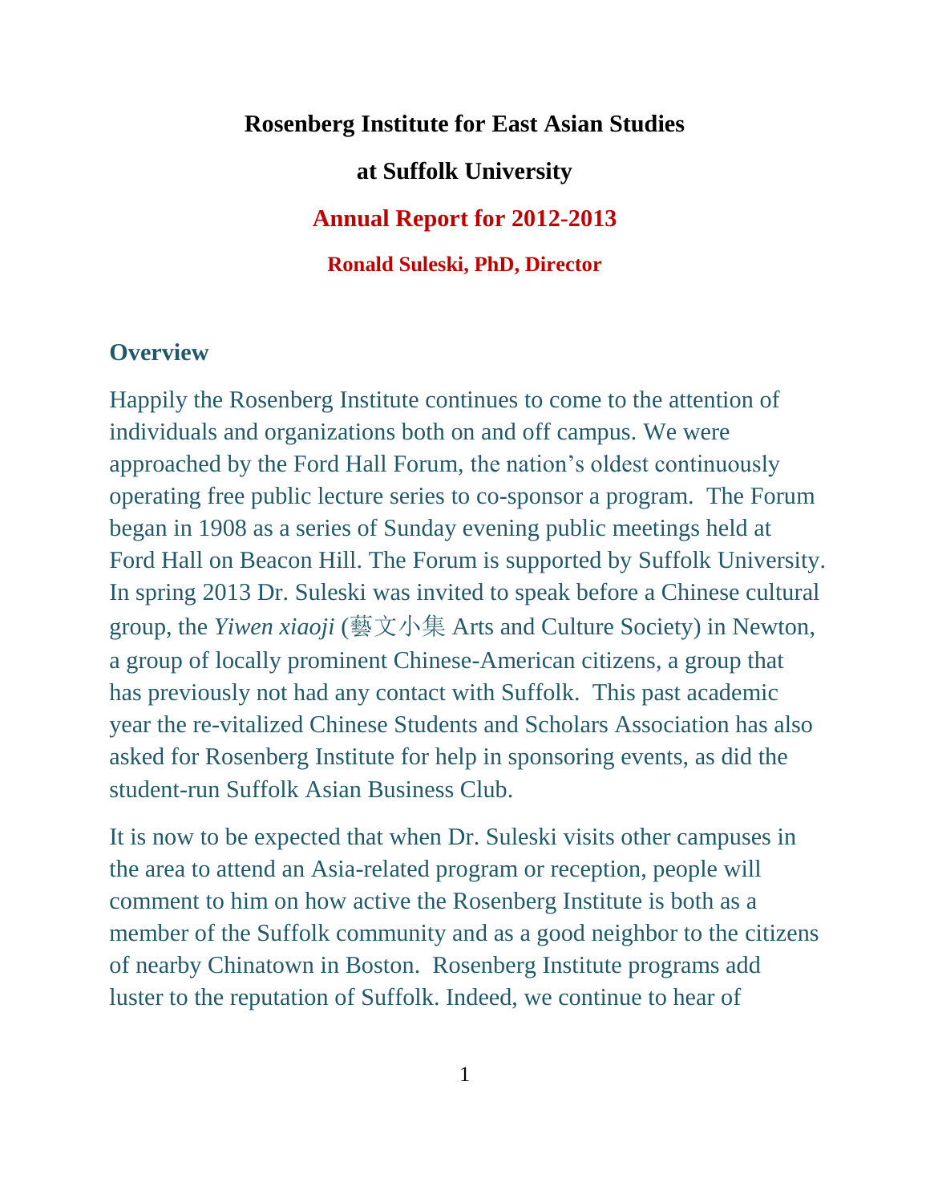**Rosenberg Institute for East Asian Studies**

**at Suffolk University**

**Annual Report for 2012-2013**

**Ronald Suleski, PhD, Director**

## Overview

Happily the Rosenberg Institute continues to come to the attention of individuals and organizations both on and off campus. We were approached by the Ford Hall Forum, the nation's oldest continuously operating free public lecture series to co-sponsor a program. The Forum began in 1908 as a series of Sunday evening public meetings held at Ford Hall on Beacon Hill. The Forum is supported by Suffolk University. In spring 2013 Dr. Suleski was invited to speak before a Chinese cultural group, the *Yiwen xiaoji* (藝文小集 Arts and Culture Society) in Newton, a group of locally prominent Chinese-American citizens, a group that has previously not had any contact with Suffolk. This past academic year the re-vitalized Chinese Students and Scholars Association has also asked for Rosenberg Institute for help in sponsoring events, as did the student-run Suffolk Asian Business Club.

It is now to be expected that when Dr. Suleski visits other campuses in the area to attend an Asia-related program or reception, people will comment to him on how active the Rosenberg Institute is both as a member of the Suffolk community and as a good neighbor to the citizens of nearby Chinatown in Boston. Rosenberg Institute programs add luster to the reputation of Suffolk. Indeed, we continue to hear of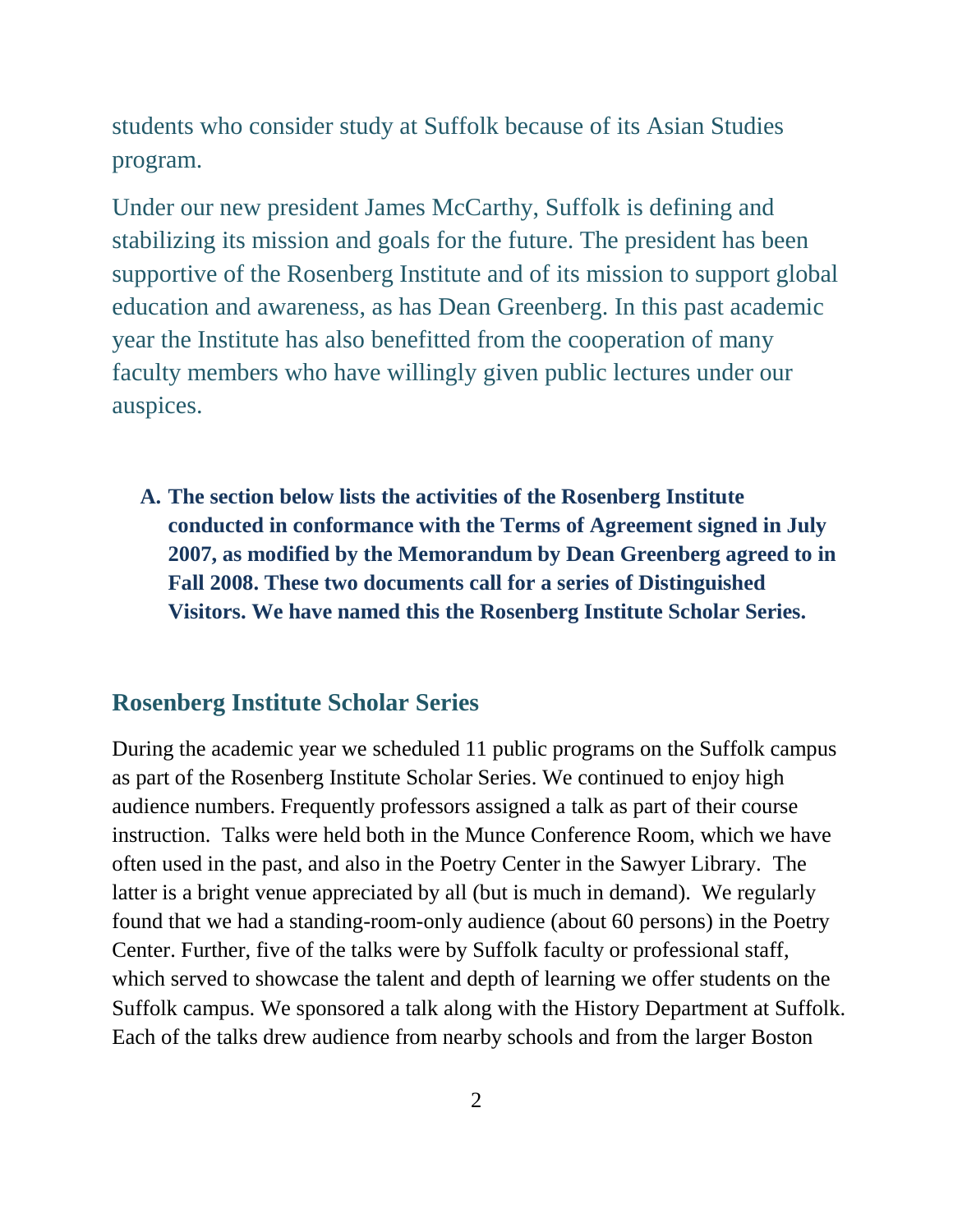students who consider study at Suffolk because of its Asian Studies program.

Under our new president James McCarthy, Suffolk is defining and stabilizing its mission and goals for the future. The president has been supportive of the Rosenberg Institute and of its mission to support global education and awareness, as has Dean Greenberg. In this past academic year the Institute has also benefitted from the cooperation of many faculty members who have willingly given public lectures under our auspices.

A. **The section below lists the activities of the Rosenberg Institute conducted in conformance with the Terms of Agreement signed in July 2007, as modified by the Memorandum by Dean Greenberg agreed to in Fall 2008. These two documents call for a series of Distinguished Visitors. We have named this the Rosenberg Institute Scholar Series.**

## Rosenberg Institute Scholar Series

During the academic year we scheduled 11 public programs on the Suffolk campus as part of the Rosenberg Institute Scholar Series. We continued to enjoy high audience numbers. Frequently professors assigned a talk as part of their course instruction. Talks were held both in the Munce Conference Room, which we have often used in the past, and also in the Poetry Center in the Sawyer Library. The latter is a bright venue appreciated by all (but is much in demand). We regularly found that we had a standing-room-only audience (about 60 persons) in the Poetry Center. Further, five of the talks were by Suffolk faculty or professional staff, which served to showcase the talent and depth of learning we offer students on the Suffolk campus. We sponsored a talk along with the History Department at Suffolk. Each of the talks drew audience from nearby schools and from the larger Boston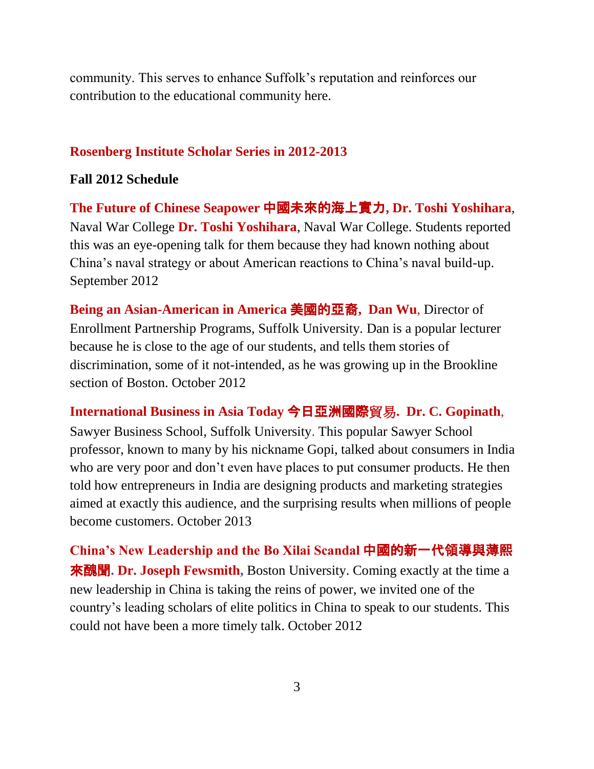community. This serves to enhance Suffolk's reputation and reinforces our contribution to the educational community here.

## Rosenberg Institute Scholar Series in 2012-2013

### Fall 2012 Schedule

**The Future of Chinese Seapower 中國未來的海上實力, Dr. Toshi Yoshihara**, Naval War College **Dr. Toshi Yoshihara**, Naval War College. Students reported this was an eye-opening talk for them because they had known nothing about China's naval strategy or about American reactions to China's naval build-up. September 2012

**Being an Asian-American in America 美國的亞裔, Dan Wu**, Director of Enrollment Partnership Programs, Suffolk University. Dan is a popular lecturer because he is close to the age of our students, and tells them stories of discrimination, some of it not-intended, as he was growing up in the Brookline section of Boston. October 2012

**International Business in Asia Today 今日亞洲國際**貿易**. Dr. C. Gopinath**, Sawyer Business School, Suffolk University. This popular Sawyer School professor, known to many by his nickname Gopi, talked about consumers in India who are very poor and don't even have places to put consumer products. He then told how entrepreneurs in India are designing products and marketing strategies aimed at exactly this audience, and the surprising results when millions of people become customers. October 2013

**China's New Leadership and the Bo Xilai Scandal 中國的新一代領導與薄熙來醜聞. Dr. Joseph Fewsmith**, Boston University. Coming exactly at the time a new leadership in China is taking the reins of power, we invited one of the country's leading scholars of elite politics in China to speak to our students. This could not have been a more timely talk. October 2012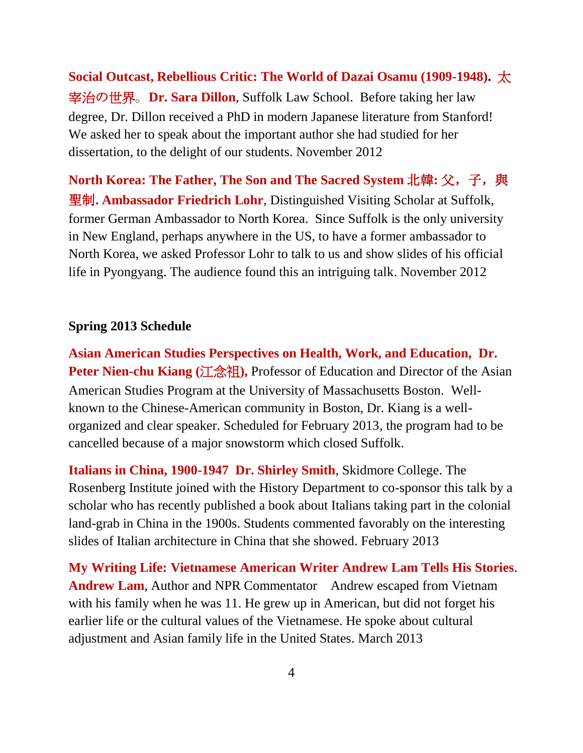**Social Outcast, Rebellious Critic: The World of Dazai Osamu (1909-1948). 太宰治の世界。 Dr. Sara Dillon**, Suffolk Law School. Before taking her law degree, Dr. Dillon received a PhD in modern Japanese literature from Stanford! We asked her to speak about the important author she had studied for her dissertation, to the delight of our students. November 2012

**North Korea: The Father, The Son and The Sacred System 北韓: 父，子，與聖制. Ambassador Friedrich Lohr**, Distinguished Visiting Scholar at Suffolk, former German Ambassador to North Korea. Since Suffolk is the only university in New England, perhaps anywhere in the US, to have a former ambassador to North Korea, we asked Professor Lohr to talk to us and show slides of his official life in Pyongyang. The audience found this an intriguing talk. November 2012

## Spring 2013 Schedule

**Asian American Studies Perspectives on Health, Work, and Education, Dr. Peter Nien-chu Kiang (江念祖),** Professor of Education and Director of the Asian American Studies Program at the University of Massachusetts Boston. Well-known to the Chinese-American community in Boston, Dr. Kiang is a well-organized and clear speaker. Scheduled for February 2013, the program had to be cancelled because of a major snowstorm which closed Suffolk.

**Italians in China, 1900-1947 Dr. Shirley Smith**, Skidmore College. The Rosenberg Institute joined with the History Department to co-sponsor this talk by a scholar who has recently published a book about Italians taking part in the colonial land-grab in China in the 1900s. Students commented favorably on the interesting slides of Italian architecture in China that she showed. February 2013

**My Writing Life: Vietnamese American Writer Andrew Lam Tells His Stories. Andrew Lam**, Author and NPR Commentator Andrew escaped from Vietnam with his family when he was 11. He grew up in American, but did not forget his earlier life or the cultural values of the Vietnamese. He spoke about cultural adjustment and Asian family life in the United States. March 2013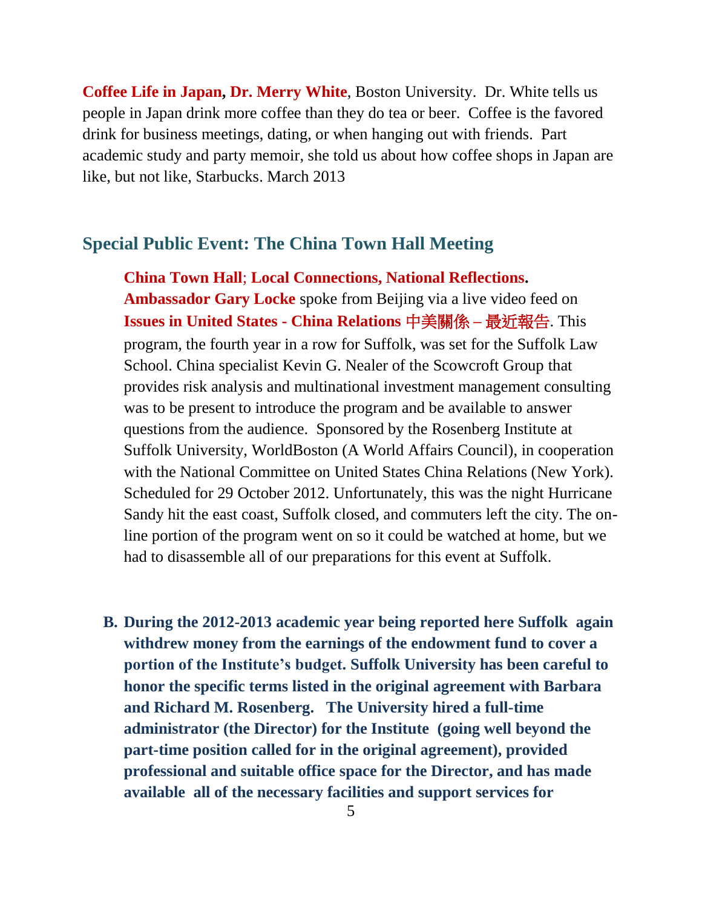**Coffee Life in Japan, Dr. Merry White**, Boston University. Dr. White tells us people in Japan drink more coffee than they do tea or beer. Coffee is the favored drink for business meetings, dating, or when hanging out with friends. Part academic study and party memoir, she told us about how coffee shops in Japan are like, but not like, Starbucks. March 2013

## Special Public Event: The China Town Hall Meeting

**China Town Hall**; **Local Connections, National Reflections. Ambassador Gary Locke** spoke from Beijing via a live video feed on **Issues in United States - China Relations** 中美關係 – 最近報告. This program, the fourth year in a row for Suffolk, was set for the Suffolk Law School. China specialist Kevin G. Nealer of the Scowcroft Group that provides risk analysis and multinational investment management consulting was to be present to introduce the program and be available to answer questions from the audience. Sponsored by the Rosenberg Institute at Suffolk University, WorldBoston (A World Affairs Council), in cooperation with the National Committee on United States China Relations (New York). Scheduled for 29 October 2012. Unfortunately, this was the night Hurricane Sandy hit the east coast, Suffolk closed, and commuters left the city. The on-line portion of the program went on so it could be watched at home, but we had to disassemble all of our preparations for this event at Suffolk.

**B. During the 2012-2013 academic year being reported here Suffolk again withdrew money from the earnings of the endowment fund to cover a portion of the Institute's budget. Suffolk University has been careful to honor the specific terms listed in the original agreement with Barbara and Richard M. Rosenberg. The University hired a full-time administrator (the Director) for the Institute (going well beyond the part-time position called for in the original agreement), provided professional and suitable office space for the Director, and has made available all of the necessary facilities and support services for**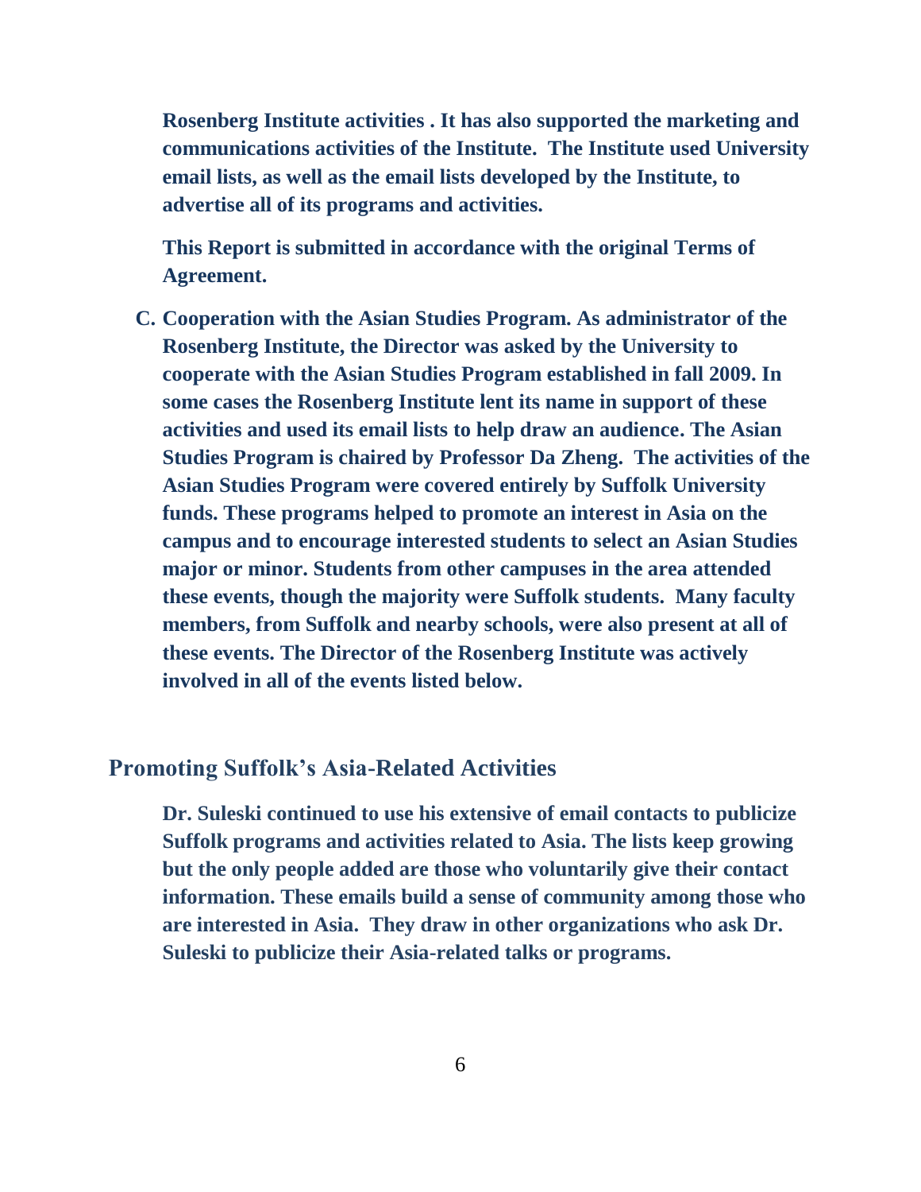**Rosenberg Institute activities . It has also supported the marketing and communications activities of the Institute. The Institute used University email lists, as well as the email lists developed by the Institute, to advertise all of its programs and activities.**

**This Report is submitted in accordance with the original Terms of Agreement.**

**C. Cooperation with the Asian Studies Program. As administrator of the Rosenberg Institute, the Director was asked by the University to cooperate with the Asian Studies Program established in fall 2009. In some cases the Rosenberg Institute lent its name in support of these activities and used its email lists to help draw an audience. The Asian Studies Program is chaired by Professor Da Zheng. The activities of the Asian Studies Program were covered entirely by Suffolk University funds. These programs helped to promote an interest in Asia on the campus and to encourage interested students to select an Asian Studies major or minor. Students from other campuses in the area attended these events, though the majority were Suffolk students. Many faculty members, from Suffolk and nearby schools, were also present at all of these events. The Director of the Rosenberg Institute was actively involved in all of the events listed below.**

## Promoting Suffolk's Asia-Related Activities

**Dr. Suleski continued to use his extensive of email contacts to publicize Suffolk programs and activities related to Asia. The lists keep growing but the only people added are those who voluntarily give their contact information. These emails build a sense of community among those who are interested in Asia. They draw in other organizations who ask Dr. Suleski to publicize their Asia-related talks or programs.**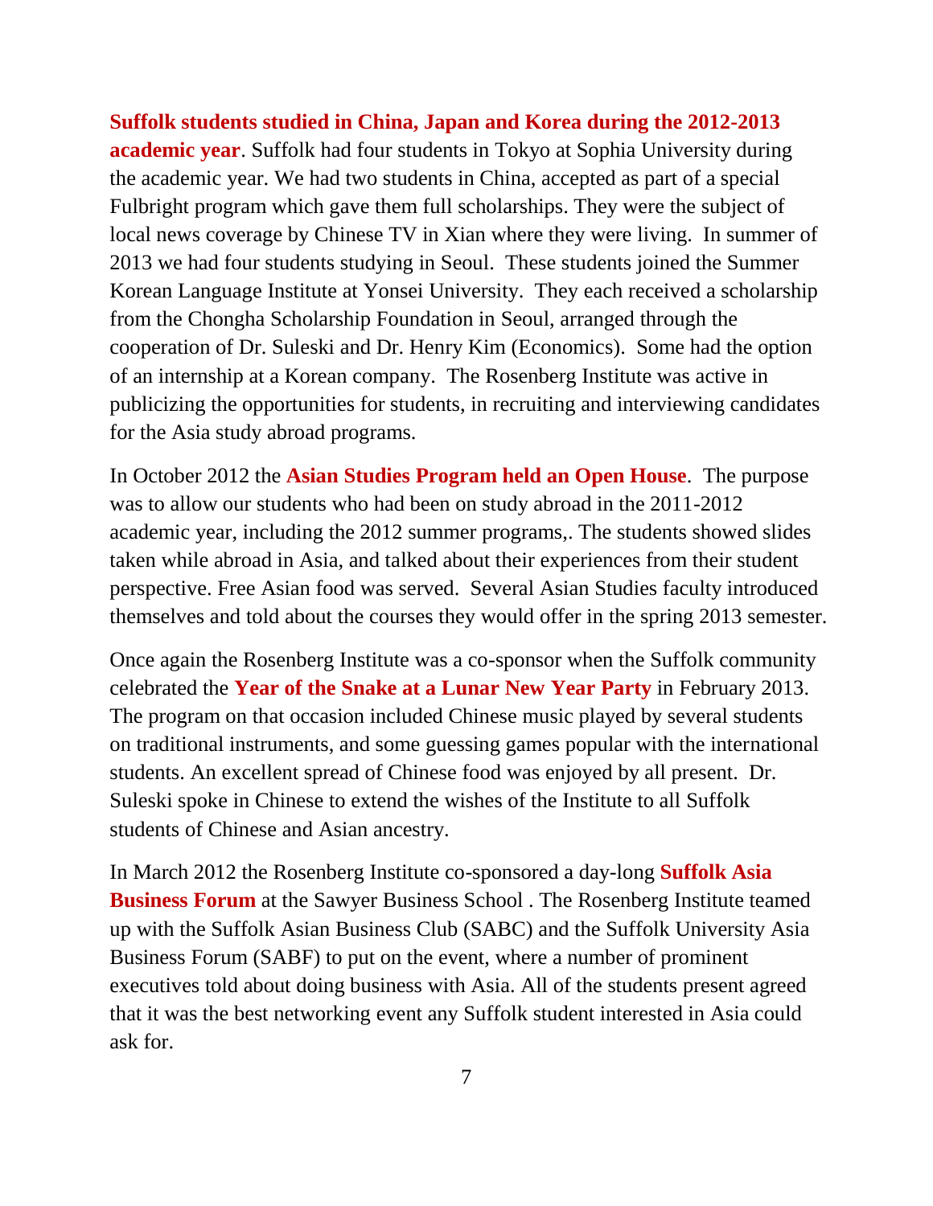**Suffolk students studied in China, Japan and Korea during the 2012-2013 academic year**. Suffolk had four students in Tokyo at Sophia University during the academic year. We had two students in China, accepted as part of a special Fulbright program which gave them full scholarships. They were the subject of local news coverage by Chinese TV in Xian where they were living. In summer of 2013 we had four students studying in Seoul. These students joined the Summer Korean Language Institute at Yonsei University. They each received a scholarship from the Chongha Scholarship Foundation in Seoul, arranged through the cooperation of Dr. Suleski and Dr. Henry Kim (Economics). Some had the option of an internship at a Korean company. The Rosenberg Institute was active in publicizing the opportunities for students, in recruiting and interviewing candidates for the Asia study abroad programs.

In October 2012 the **Asian Studies Program held an Open House**. The purpose was to allow our students who had been on study abroad in the 2011-2012 academic year, including the 2012 summer programs,. The students showed slides taken while abroad in Asia, and talked about their experiences from their student perspective. Free Asian food was served. Several Asian Studies faculty introduced themselves and told about the courses they would offer in the spring 2013 semester.

Once again the Rosenberg Institute was a co-sponsor when the Suffolk community celebrated the **Year of the Snake at a Lunar New Year Party** in February 2013. The program on that occasion included Chinese music played by several students on traditional instruments, and some guessing games popular with the international students. An excellent spread of Chinese food was enjoyed by all present. Dr. Suleski spoke in Chinese to extend the wishes of the Institute to all Suffolk students of Chinese and Asian ancestry.

In March 2012 the Rosenberg Institute co-sponsored a day-long **Suffolk Asia Business Forum** at the Sawyer Business School . The Rosenberg Institute teamed up with the Suffolk Asian Business Club (SABC) and the Suffolk University Asia Business Forum (SABF) to put on the event, where a number of prominent executives told about doing business with Asia. All of the students present agreed that it was the best networking event any Suffolk student interested in Asia could ask for.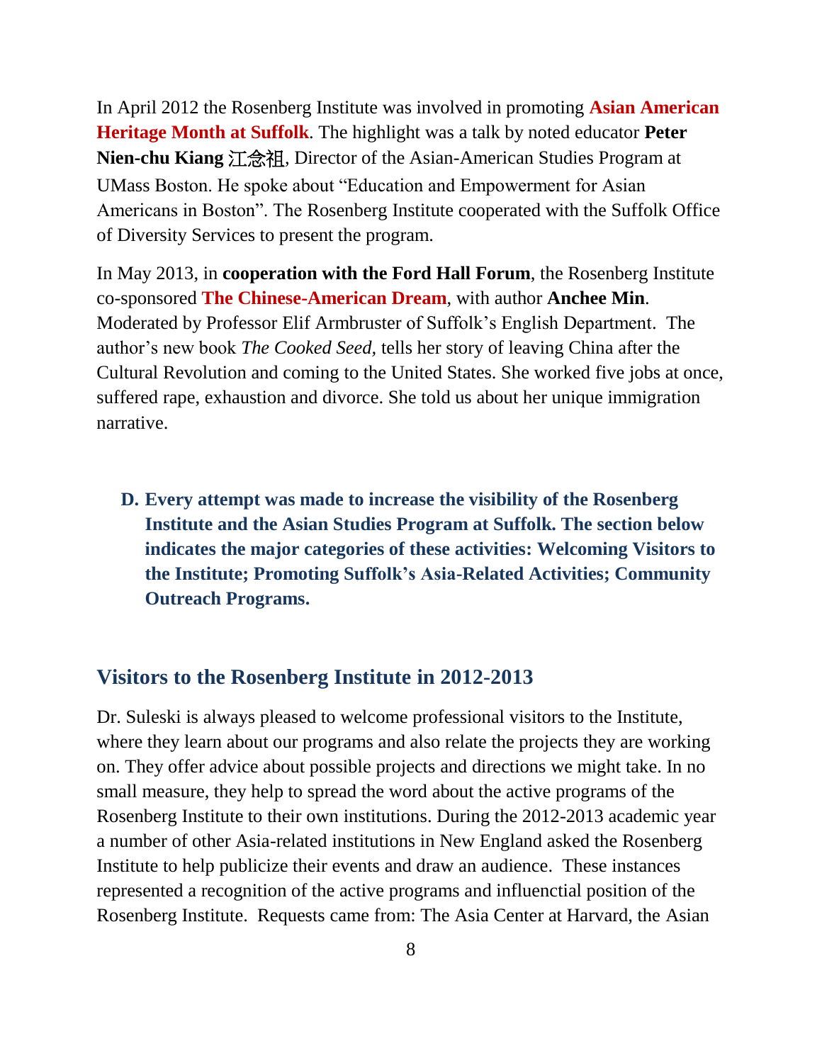In April 2012 the Rosenberg Institute was involved in promoting **Asian American Heritage Month at Suffolk**. The highlight was a talk by noted educator **Peter Nien-chu Kiang** 江念祖, Director of the Asian-American Studies Program at UMass Boston. He spoke about "Education and Empowerment for Asian Americans in Boston". The Rosenberg Institute cooperated with the Suffolk Office of Diversity Services to present the program.

In May 2013, in **cooperation with the Ford Hall Forum**, the Rosenberg Institute co-sponsored **The Chinese-American Dream**, with author **Anchee Min**. Moderated by Professor Elif Armbruster of Suffolk's English Department. The author's new book *The Cooked Seed*, tells her story of leaving China after the Cultural Revolution and coming to the United States. She worked five jobs at once, suffered rape, exhaustion and divorce. She told us about her unique immigration narrative.

**D. Every attempt was made to increase the visibility of the Rosenberg Institute and the Asian Studies Program at Suffolk. The section below indicates the major categories of these activities: Welcoming Visitors to the Institute; Promoting Suffolk's Asia-Related Activities; Community Outreach Programs.**

## Visitors to the Rosenberg Institute in 2012-2013

Dr. Suleski is always pleased to welcome professional visitors to the Institute, where they learn about our programs and also relate the projects they are working on. They offer advice about possible projects and directions we might take. In no small measure, they help to spread the word about the active programs of the Rosenberg Institute to their own institutions. During the 2012-2013 academic year a number of other Asia-related institutions in New England asked the Rosenberg Institute to help publicize their events and draw an audience. These instances represented a recognition of the active programs and influenctial position of the Rosenberg Institute. Requests came from: The Asia Center at Harvard, the Asian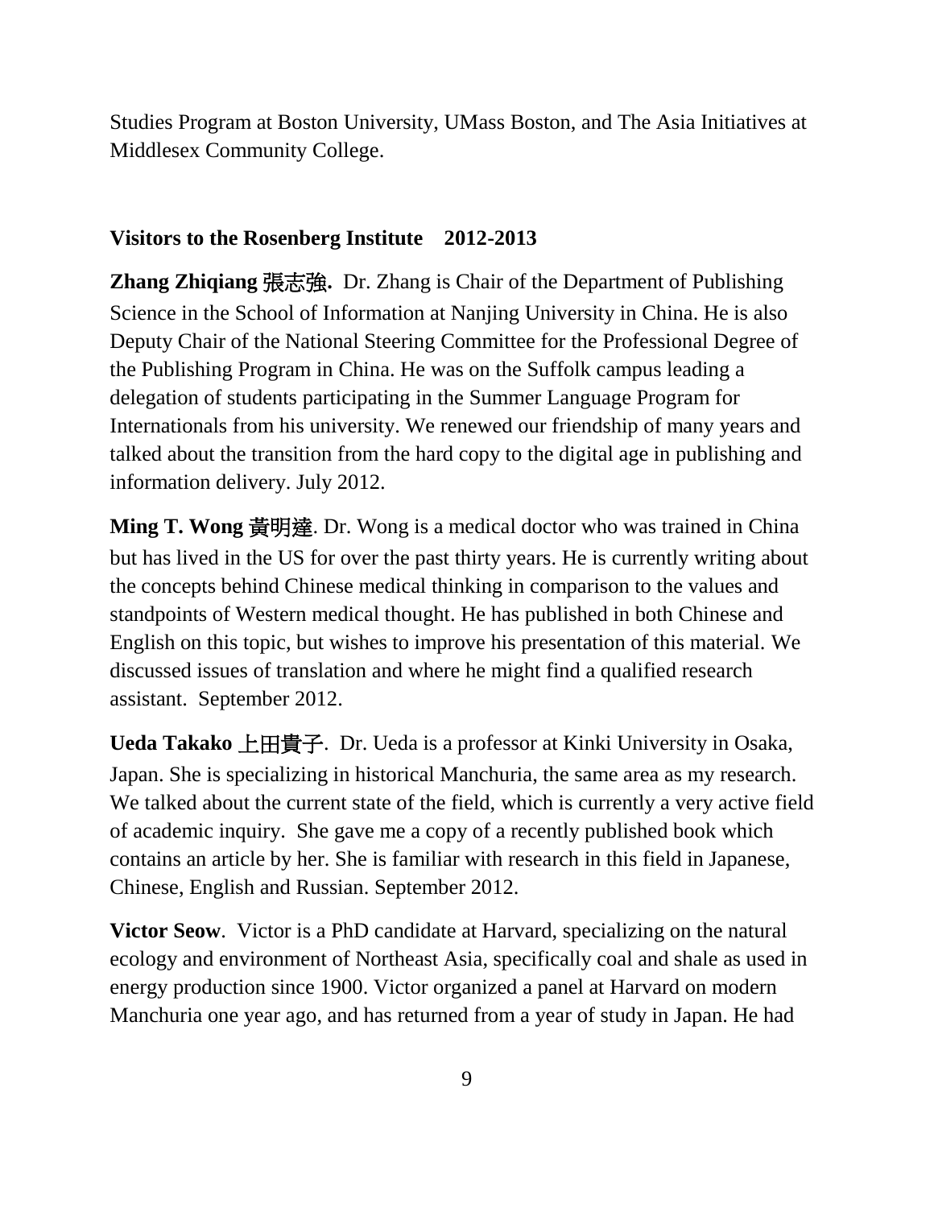Studies Program at Boston University, UMass Boston, and The Asia Initiatives at Middlesex Community College.

**Visitors to the Rosenberg Institute 2012-2013**

**Zhang Zhiqiang 張志強.** Dr. Zhang is Chair of the Department of Publishing Science in the School of Information at Nanjing University in China. He is also Deputy Chair of the National Steering Committee for the Professional Degree of the Publishing Program in China. He was on the Suffolk campus leading a delegation of students participating in the Summer Language Program for Internationals from his university. We renewed our friendship of many years and talked about the transition from the hard copy to the digital age in publishing and information delivery. July 2012.

**Ming T. Wong 黃明達**. Dr. Wong is a medical doctor who was trained in China but has lived in the US for over the past thirty years. He is currently writing about the concepts behind Chinese medical thinking in comparison to the values and standpoints of Western medical thought. He has published in both Chinese and English on this topic, but wishes to improve his presentation of this material. We discussed issues of translation and where he might find a qualified research assistant. September 2012.

**Ueda Takako 上田貴子**. Dr. Ueda is a professor at Kinki University in Osaka, Japan. She is specializing in historical Manchuria, the same area as my research. We talked about the current state of the field, which is currently a very active field of academic inquiry. She gave me a copy of a recently published book which contains an article by her. She is familiar with research in this field in Japanese, Chinese, English and Russian. September 2012.

**Victor Seow**. Victor is a PhD candidate at Harvard, specializing on the natural ecology and environment of Northeast Asia, specifically coal and shale as used in energy production since 1900. Victor organized a panel at Harvard on modern Manchuria one year ago, and has returned from a year of study in Japan. He had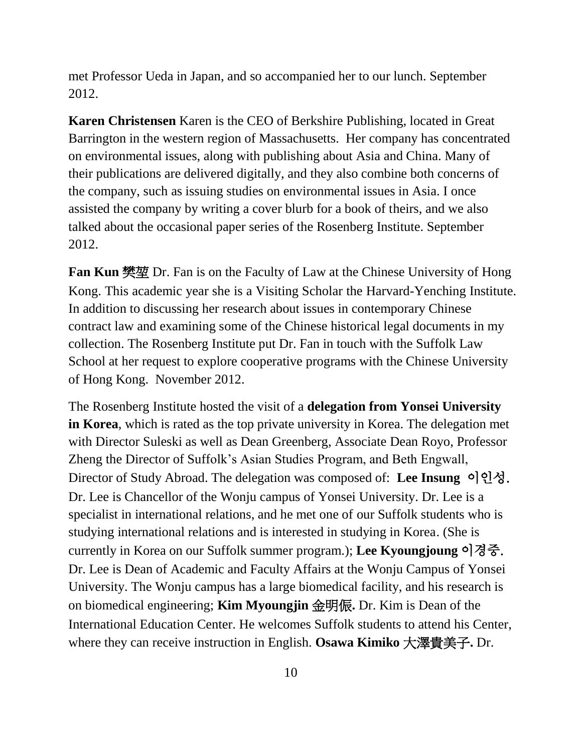met Professor Ueda in Japan, and so accompanied her to our lunch. September 2012.

**Karen Christensen** Karen is the CEO of Berkshire Publishing, located in Great Barrington in the western region of Massachusetts. Her company has concentrated on environmental issues, along with publishing about Asia and China. Many of their publications are delivered digitally, and they also combine both concerns of the company, such as issuing studies on environmental issues in Asia. I once assisted the company by writing a cover blurb for a book of theirs, and we also talked about the occasional paper series of the Rosenberg Institute. September 2012.

**Fan Kun** 樊堃 Dr. Fan is on the Faculty of Law at the Chinese University of Hong Kong. This academic year she is a Visiting Scholar the Harvard-Yenching Institute. In addition to discussing her research about issues in contemporary Chinese contract law and examining some of the Chinese historical legal documents in my collection. The Rosenberg Institute put Dr. Fan in touch with the Suffolk Law School at her request to explore cooperative programs with the Chinese University of Hong Kong. November 2012.

The Rosenberg Institute hosted the visit of a **delegation from Yonsei University in Korea**, which is rated as the top private university in Korea. The delegation met with Director Suleski as well as Dean Greenberg, Associate Dean Royo, Professor Zheng the Director of Suffolk's Asian Studies Program, and Beth Engwall, Director of Study Abroad. The delegation was composed of: **Lee Insung 이인성.** Dr. Lee is Chancellor of the Wonju campus of Yonsei University. Dr. Lee is a specialist in international relations, and he met one of our Suffolk students who is studying international relations and is interested in studying in Korea. (She is currently in Korea on our Suffolk summer program.); **Lee Kyoungjoung 이경중.** Dr. Lee is Dean of Academic and Faculty Affairs at the Wonju Campus of Yonsei University. The Wonju campus has a large biomedical facility, and his research is on biomedical engineering; **Kim Myoungjin 金明偀.** Dr. Kim is Dean of the International Education Center. He welcomes Suffolk students to attend his Center, where they can receive instruction in English. **Osawa Kimiko 大澤貴美子.** Dr.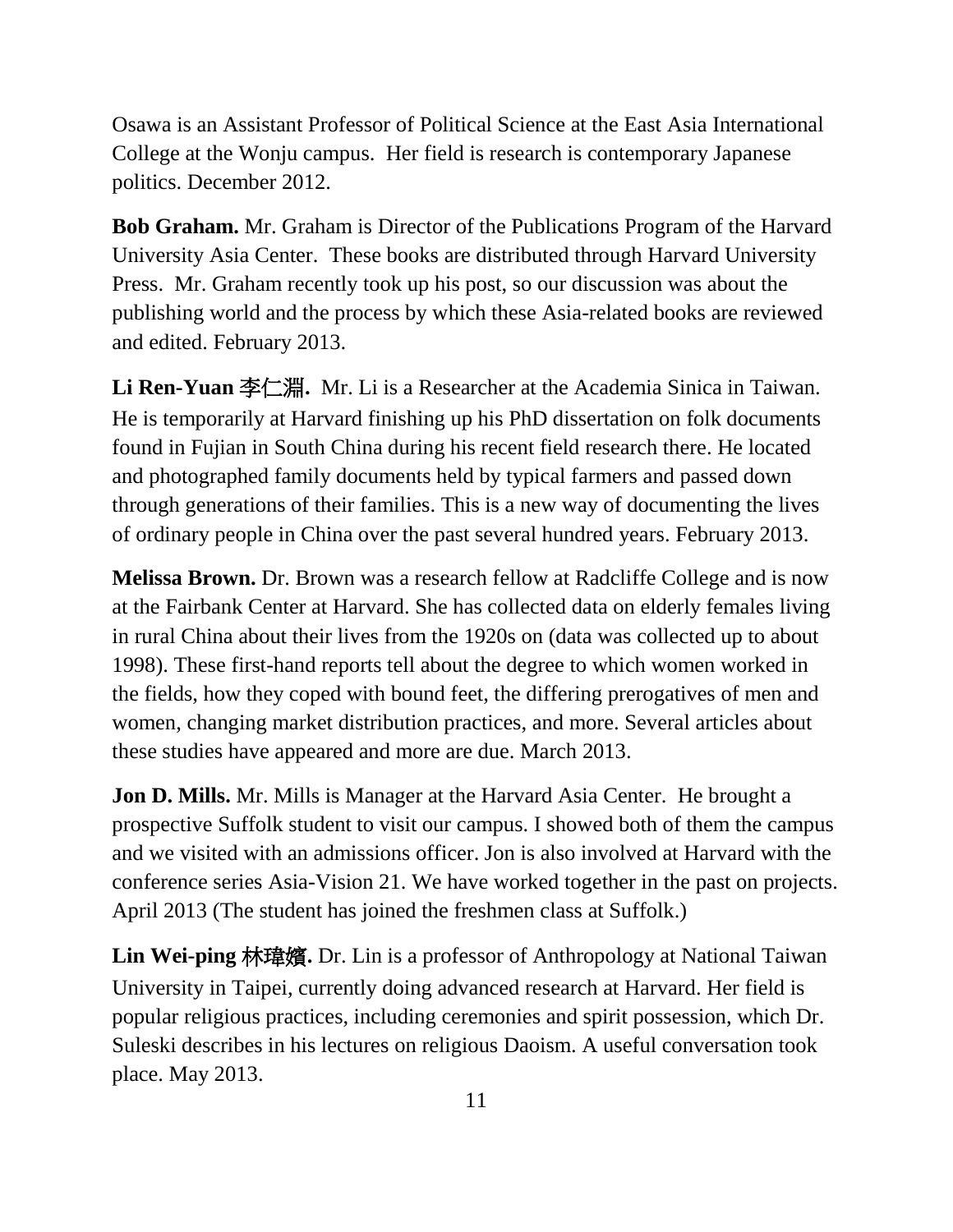Osawa is an Assistant Professor of Political Science at the East Asia International College at the Wonju campus. Her field is research is contemporary Japanese politics. December 2012.

**Bob Graham.** Mr. Graham is Director of the Publications Program of the Harvard University Asia Center. These books are distributed through Harvard University Press. Mr. Graham recently took up his post, so our discussion was about the publishing world and the process by which these Asia-related books are reviewed and edited. February 2013.

**Li Ren-Yuan 李仁淵.** Mr. Li is a Researcher at the Academia Sinica in Taiwan. He is temporarily at Harvard finishing up his PhD dissertation on folk documents found in Fujian in South China during his recent field research there. He located and photographed family documents held by typical farmers and passed down through generations of their families. This is a new way of documenting the lives of ordinary people in China over the past several hundred years. February 2013.

**Melissa Brown.** Dr. Brown was a research fellow at Radcliffe College and is now at the Fairbank Center at Harvard. She has collected data on elderly females living in rural China about their lives from the 1920s on (data was collected up to about 1998). These first-hand reports tell about the degree to which women worked in the fields, how they coped with bound feet, the differing prerogatives of men and women, changing market distribution practices, and more. Several articles about these studies have appeared and more are due. March 2013.

**Jon D. Mills.** Mr. Mills is Manager at the Harvard Asia Center. He brought a prospective Suffolk student to visit our campus. I showed both of them the campus and we visited with an admissions officer. Jon is also involved at Harvard with the conference series Asia-Vision 21. We have worked together in the past on projects. April 2013 (The student has joined the freshmen class at Suffolk.)

**Lin Wei-ping 林瑋嬪.** Dr. Lin is a professor of Anthropology at National Taiwan University in Taipei, currently doing advanced research at Harvard. Her field is popular religious practices, including ceremonies and spirit possession, which Dr. Suleski describes in his lectures on religious Daoism. A useful conversation took place. May 2013.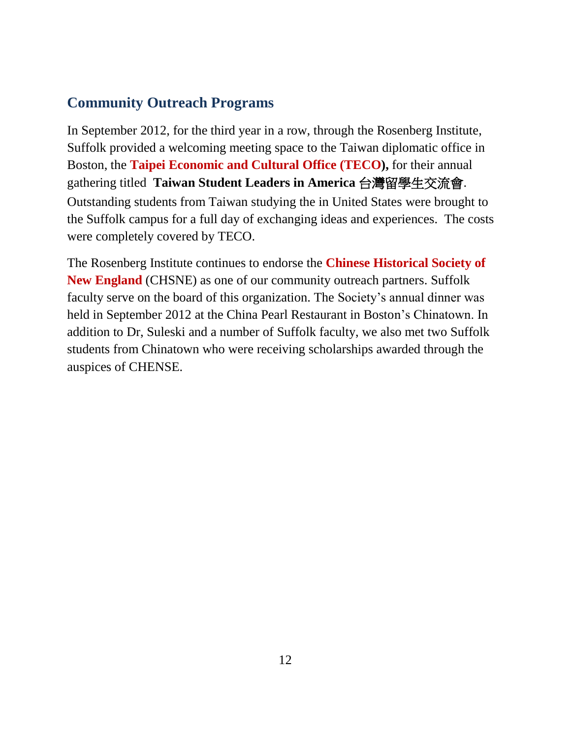## Community Outreach Programs

In September 2012, for the third year in a row, through the Rosenberg Institute, Suffolk provided a welcoming meeting space to the Taiwan diplomatic office in Boston, the **Taipei Economic and Cultural Office (TECO),** for their annual gathering titled **Taiwan Student Leaders in America 台灣留學生交流會**. Outstanding students from Taiwan studying the in United States were brought to the Suffolk campus for a full day of exchanging ideas and experiences. The costs were completely covered by TECO.

The Rosenberg Institute continues to endorse the **Chinese Historical Society of New England** (CHSNE) as one of our community outreach partners. Suffolk faculty serve on the board of this organization. The Society's annual dinner was held in September 2012 at the China Pearl Restaurant in Boston's Chinatown. In addition to Dr, Suleski and a number of Suffolk faculty, we also met two Suffolk students from Chinatown who were receiving scholarships awarded through the auspices of CHENSE.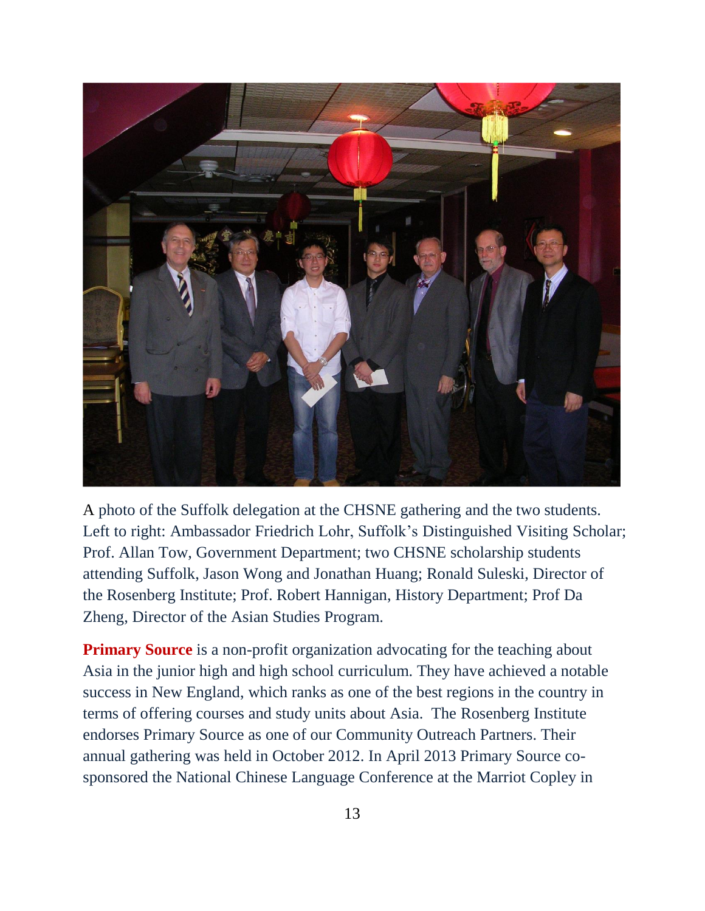A photo of the Suffolk delegation at the CHSNE gathering and the two students. Left to right: Ambassador Friedrich Lohr, Suffolk's Distinguished Visiting Scholar; Prof. Allan Tow, Government Department; two CHSNE scholarship students attending Suffolk, Jason Wong and Jonathan Huang; Ronald Suleski, Director of the Rosenberg Institute; Prof. Robert Hannigan, History Department; Prof Da Zheng, Director of the Asian Studies Program.

**Primary Source** is a non-profit organization advocating for the teaching about Asia in the junior high and high school curriculum. They have achieved a notable success in New England, which ranks as one of the best regions in the country in terms of offering courses and study units about Asia. The Rosenberg Institute endorses Primary Source as one of our Community Outreach Partners. Their annual gathering was held in October 2012. In April 2013 Primary Source co-sponsored the National Chinese Language Conference at the Marriot Copley in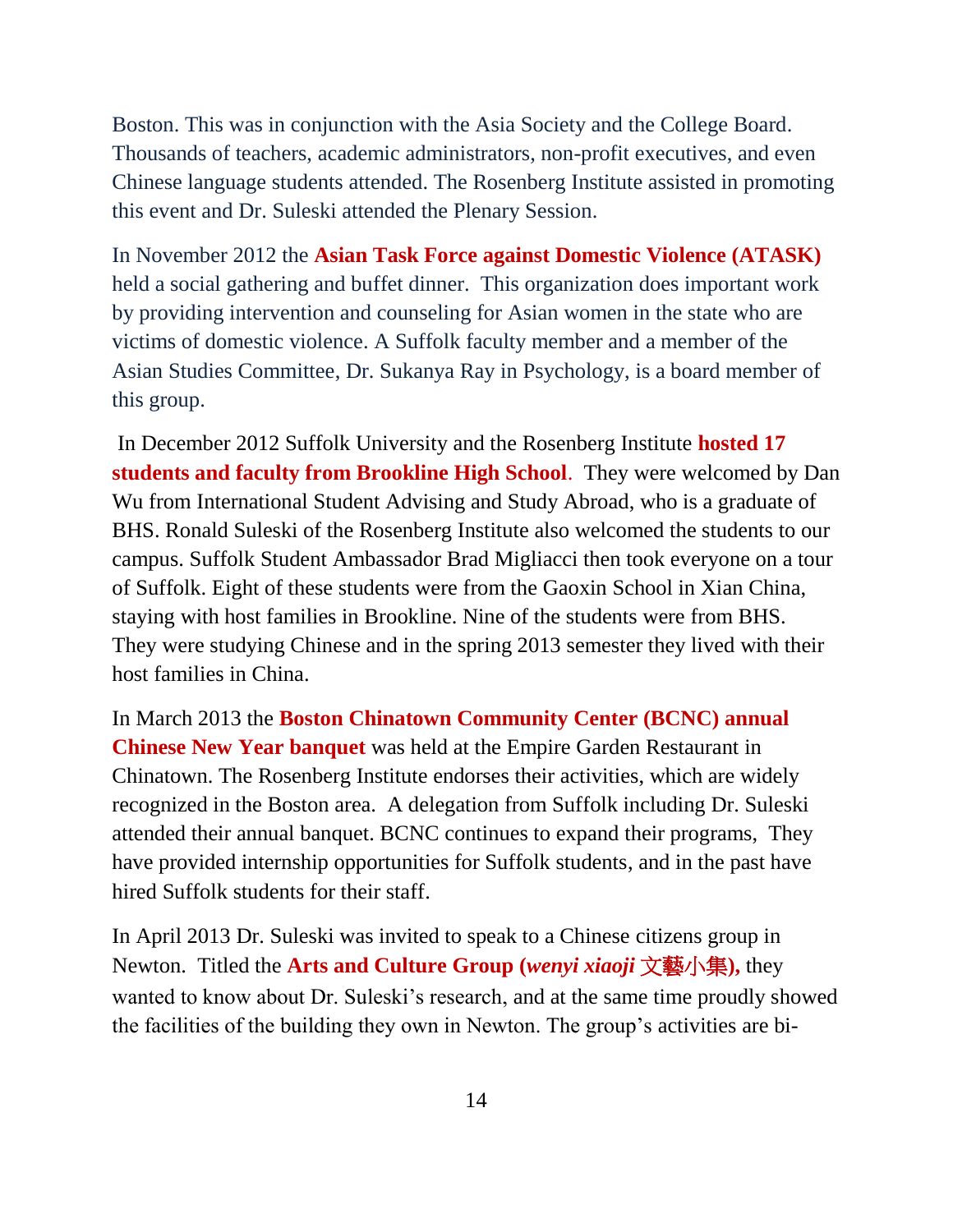Boston. This was in conjunction with the Asia Society and the College Board. Thousands of teachers, academic administrators, non-profit executives, and even Chinese language students attended. The Rosenberg Institute assisted in promoting this event and Dr. Suleski attended the Plenary Session.

In November 2012 the **Asian Task Force against Domestic Violence (ATASK)** held a social gathering and buffet dinner. This organization does important work by providing intervention and counseling for Asian women in the state who are victims of domestic violence. A Suffolk faculty member and a member of the Asian Studies Committee, Dr. Sukanya Ray in Psychology, is a board member of this group.

In December 2012 Suffolk University and the Rosenberg Institute **hosted 17 students and faculty from Brookline High School**. They were welcomed by Dan Wu from International Student Advising and Study Abroad, who is a graduate of BHS. Ronald Suleski of the Rosenberg Institute also welcomed the students to our campus. Suffolk Student Ambassador Brad Migliacci then took everyone on a tour of Suffolk. Eight of these students were from the Gaoxin School in Xian China, staying with host families in Brookline. Nine of the students were from BHS. They were studying Chinese and in the spring 2013 semester they lived with their host families in China.

In March 2013 the **Boston Chinatown Community Center (BCNC) annual Chinese New Year banquet** was held at the Empire Garden Restaurant in Chinatown. The Rosenberg Institute endorses their activities, which are widely recognized in the Boston area. A delegation from Suffolk including Dr. Suleski attended their annual banquet. BCNC continues to expand their programs, They have provided internship opportunities for Suffolk students, and in the past have hired Suffolk students for their staff.

In April 2013 Dr. Suleski was invited to speak to a Chinese citizens group in Newton. Titled the **Arts and Culture Group (*wenyi xiaoji* 文藝小集),** they wanted to know about Dr. Suleski's research, and at the same time proudly showed the facilities of the building they own in Newton. The group's activities are bi-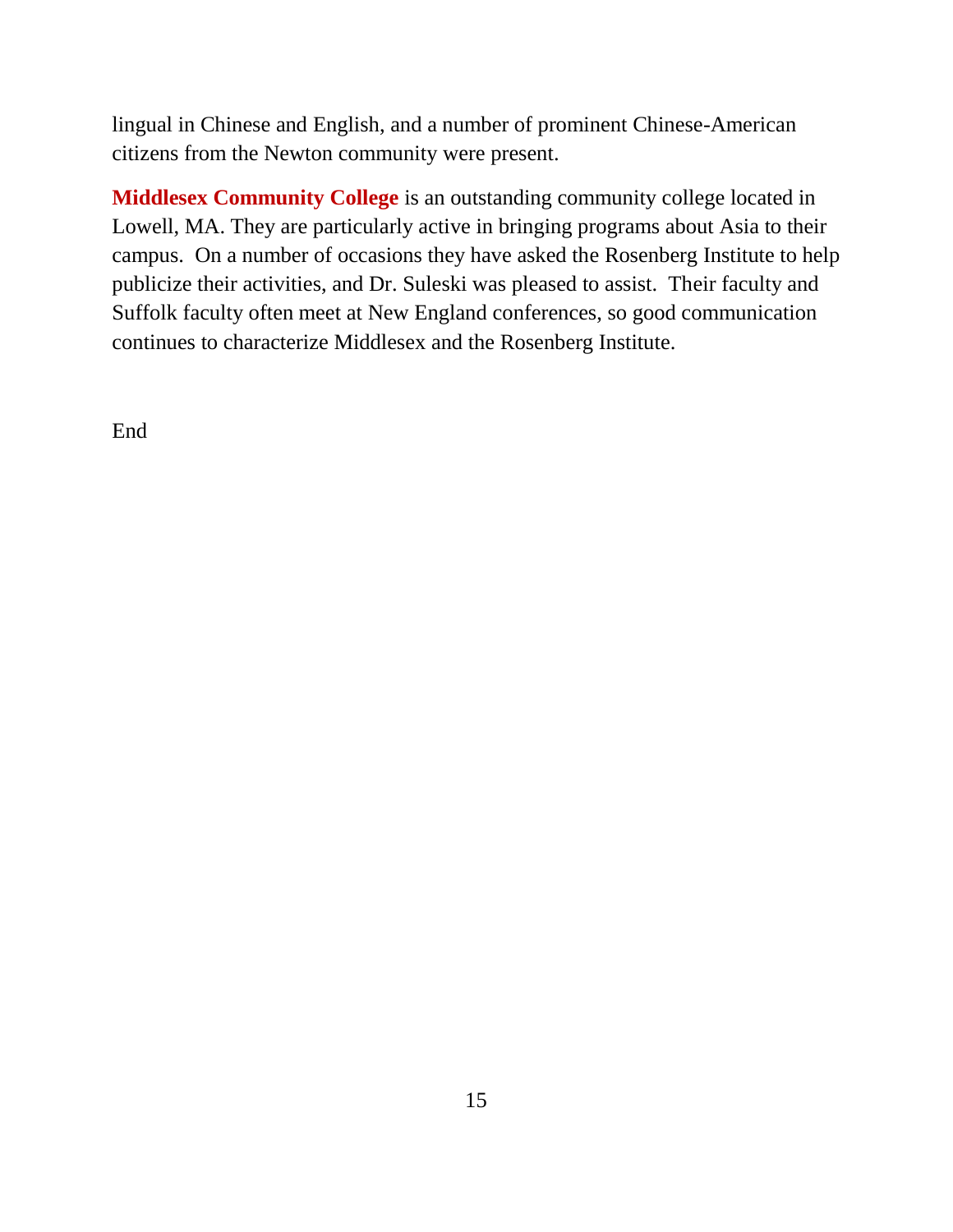lingual in Chinese and English, and a number of prominent Chinese-American citizens from the Newton community were present.

**Middlesex Community College** is an outstanding community college located in Lowell, MA. They are particularly active in bringing programs about Asia to their campus. On a number of occasions they have asked the Rosenberg Institute to help publicize their activities, and Dr. Suleski was pleased to assist. Their faculty and Suffolk faculty often meet at New England conferences, so good communication continues to characterize Middlesex and the Rosenberg Institute.

End